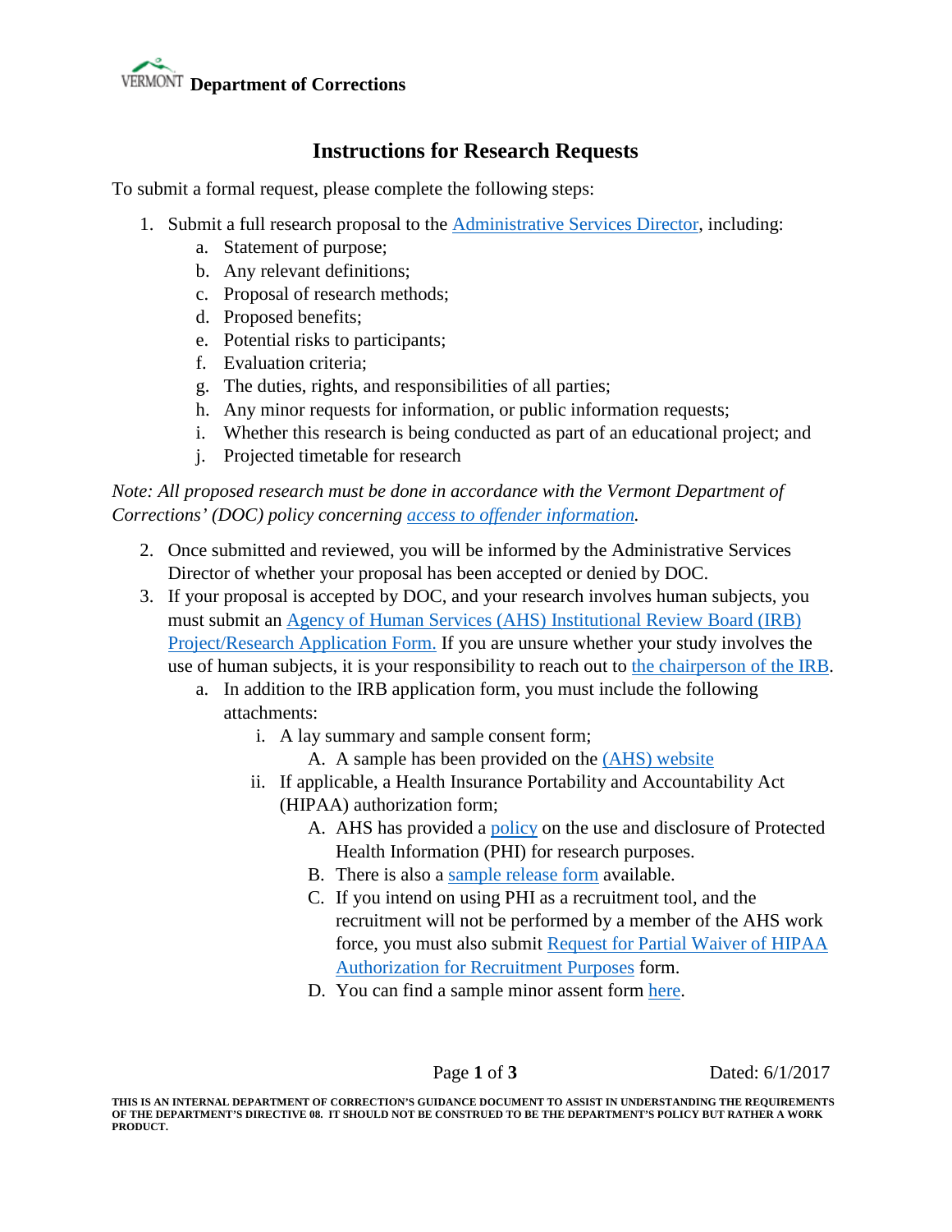VERMONT **Department of Corrections**

# Instructions for Research Requests

To submit a formal request, please complete the following steps:

1. Submit a full research proposal to the Administrative Services Director, including:
   a. Statement of purpose;
   b. Any relevant definitions;
   c. Proposal of research methods;
   d. Proposed benefits;
   e. Potential risks to participants;
   f. Evaluation criteria;
   g. The duties, rights, and responsibilities of all parties;
   h. Any minor requests for information, or public information requests;
   i. Whether this research is being conducted as part of an educational project; and
   j. Projected timetable for research

*Note: All proposed research must be done in accordance with the Vermont Department of Corrections' (DOC) policy concerning access to offender information.*

2. Once submitted and reviewed, you will be informed by the Administrative Services Director of whether your proposal has been accepted or denied by DOC.
3. If your proposal is accepted by DOC, and your research involves human subjects, you must submit an Agency of Human Services (AHS) Institutional Review Board (IRB) Project/Research Application Form. If you are unsure whether your study involves the use of human subjects, it is your responsibility to reach out to the chairperson of the IRB.
   a. In addition to the IRB application form, you must include the following attachments:
      i. A lay summary and sample consent form;
         A. A sample has been provided on the (AHS) website
      ii. If applicable, a Health Insurance Portability and Accountability Act (HIPAA) authorization form;
         A. AHS has provided a policy on the use and disclosure of Protected Health Information (PHI) for research purposes.
         B. There is also a sample release form available.
         C. If you intend on using PHI as a recruitment tool, and the recruitment will not be performed by a member of the AHS work force, you must also submit Request for Partial Waiver of HIPAA Authorization for Recruitment Purposes form.
         D. You can find a sample minor assent form here.

Dated: 6/1/2017

**THIS IS AN INTERNAL DEPARTMENT OF CORRECTION'S GUIDANCE DOCUMENT TO ASSIST IN UNDERSTANDING THE REQUIREMENTS OF THE DEPARTMENT'S DIRECTIVE 08. IT SHOULD NOT BE CONSTRUED TO BE THE DEPARTMENT'S POLICY BUT RATHER A WORK PRODUCT.**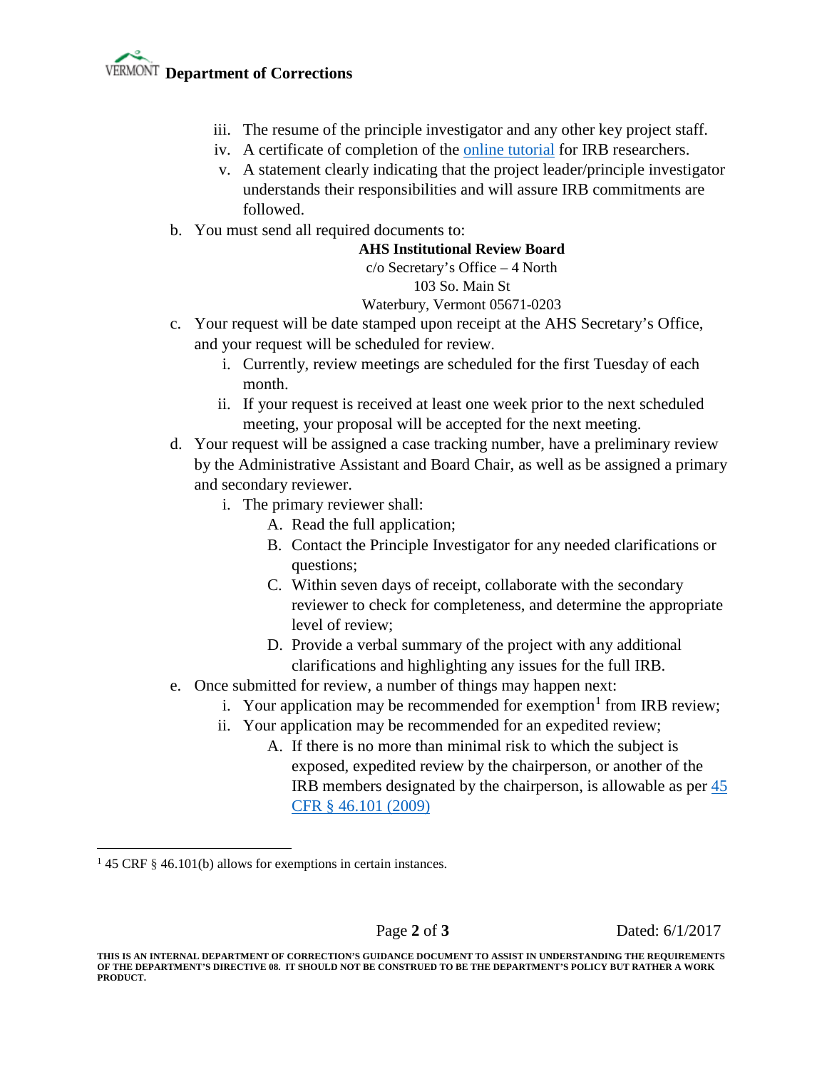iii. The resume of the principle investigator and any other key project staff.

iv. A certificate of completion of the online tutorial for IRB researchers.

v. A statement clearly indicating that the project leader/principle investigator understands their responsibilities and will assure IRB commitments are followed.

b. You must send all required documents to:

**AHS Institutional Review Board**
c/o Secretary's Office – 4 North
103 So. Main St
Waterbury, Vermont 05671-0203

c. Your request will be date stamped upon receipt at the AHS Secretary's Office, and your request will be scheduled for review.

   i. Currently, review meetings are scheduled for the first Tuesday of each month.

   ii. If your request is received at least one week prior to the next scheduled meeting, your proposal will be accepted for the next meeting.

d. Your request will be assigned a case tracking number, have a preliminary review by the Administrative Assistant and Board Chair, as well as be assigned a primary and secondary reviewer.

   i. The primary reviewer shall:

      A. Read the full application;

      B. Contact the Principle Investigator for any needed clarifications or questions;

      C. Within seven days of receipt, collaborate with the secondary reviewer to check for completeness, and determine the appropriate level of review;

      D. Provide a verbal summary of the project with any additional clarifications and highlighting any issues for the full IRB.

e. Once submitted for review, a number of things may happen next:

   i. Your application may be recommended for exemption[1] from IRB review;

   ii. Your application may be recommended for an expedited review;

      A. If there is no more than minimal risk to which the subject is exposed, expedited review by the chairperson, or another of the IRB members designated by the chairperson, is allowable as per 45 CFR § 46.101 (2009)

---

[1] 45 CRF § 46.101(b) allows for exemptions in certain instances.

Dated: 6/1/2017

**THIS IS AN INTERNAL DEPARTMENT OF CORRECTION'S GUIDANCE DOCUMENT TO ASSIST IN UNDERSTANDING THE REQUIREMENTS OF THE DEPARTMENT'S DIRECTIVE 08. IT SHOULD NOT BE CONSTRUED TO BE THE DEPARTMENT'S POLICY BUT RATHER A WORK PRODUCT.**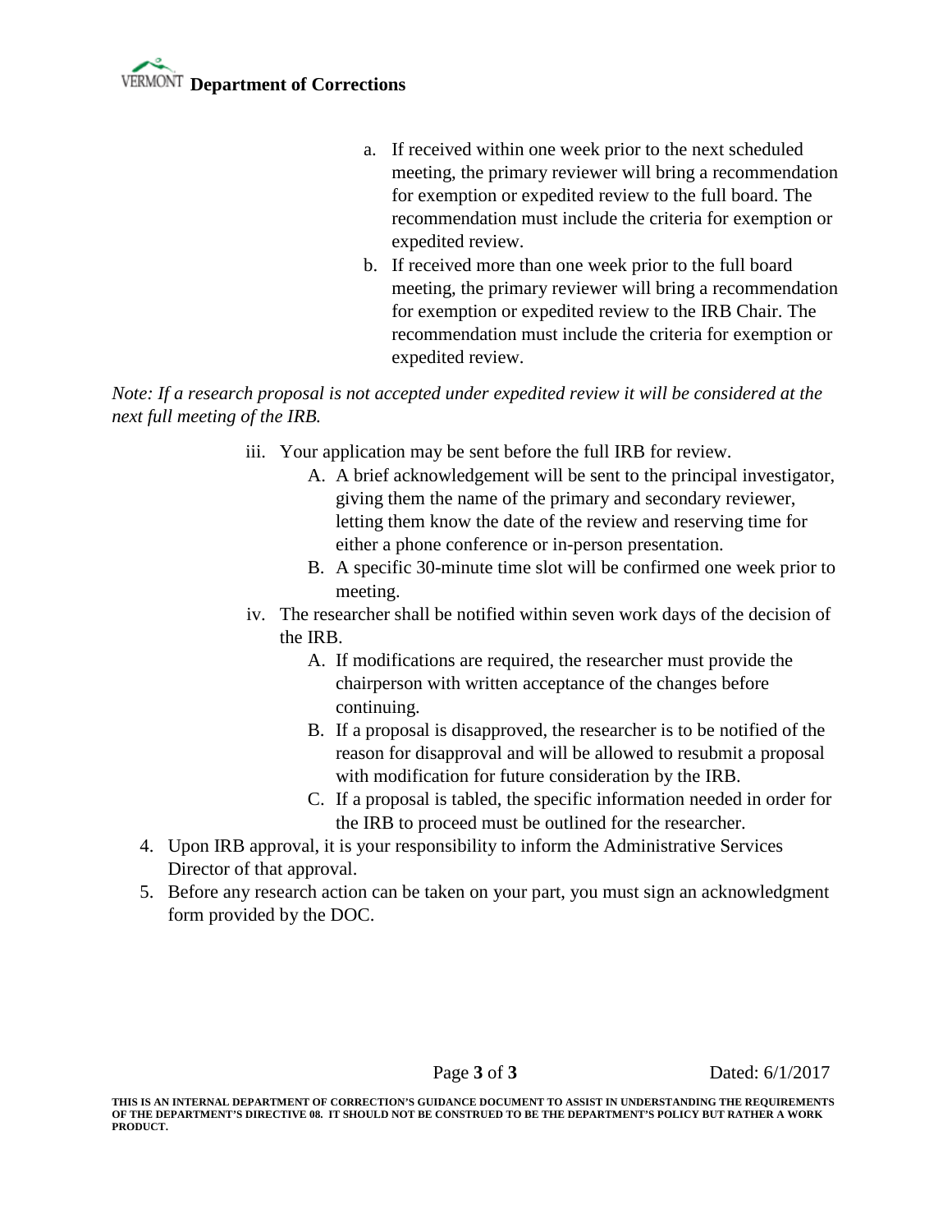a. If received within one week prior to the next scheduled meeting, the primary reviewer will bring a recommendation for exemption or expedited review to the full board. The recommendation must include the criteria for exemption or expedited review.

b. If received more than one week prior to the full board meeting, the primary reviewer will bring a recommendation for exemption or expedited review to the IRB Chair. The recommendation must include the criteria for exemption or expedited review.

*Note: If a research proposal is not accepted under expedited review it will be considered at the next full meeting of the IRB.*

iii. Your application may be sent before the full IRB for review.

A. A brief acknowledgement will be sent to the principal investigator, giving them the name of the primary and secondary reviewer, letting them know the date of the review and reserving time for either a phone conference or in-person presentation.

B. A specific 30-minute time slot will be confirmed one week prior to meeting.

iv. The researcher shall be notified within seven work days of the decision of the IRB.

A. If modifications are required, the researcher must provide the chairperson with written acceptance of the changes before continuing.

B. If a proposal is disapproved, the researcher is to be notified of the reason for disapproval and will be allowed to resubmit a proposal with modification for future consideration by the IRB.

C. If a proposal is tabled, the specific information needed in order for the IRB to proceed must be outlined for the researcher.

4. Upon IRB approval, it is your responsibility to inform the Administrative Services Director of that approval.
5. Before any research action can be taken on your part, you must sign an acknowledgment form provided by the DOC.